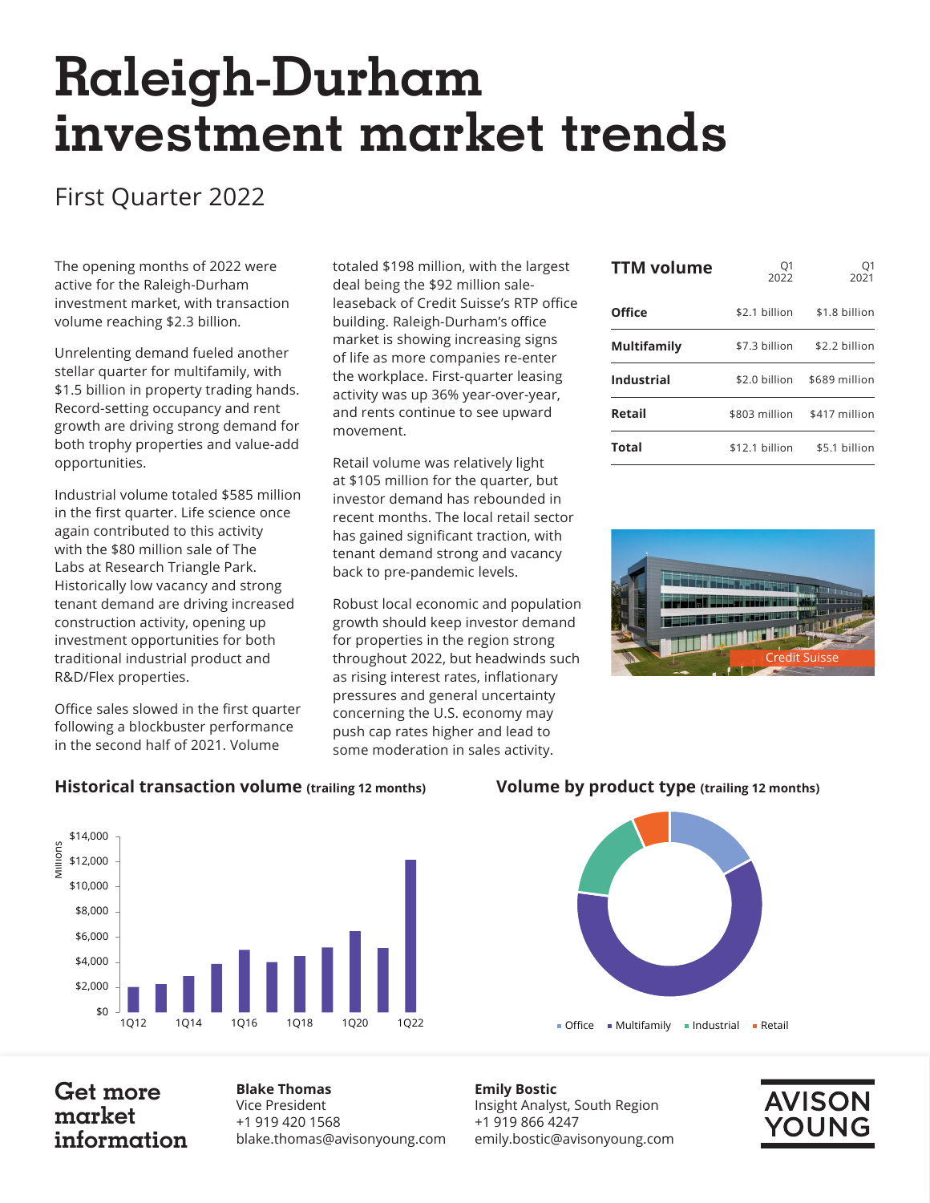# Raleigh-Durham investment market trends

## First Quarter 2022

The opening months of 2022 were active for the Raleigh-Durham investment market, with transaction volume reaching $2.3 billion.

Unrelenting demand fueled another stellar quarter for multifamily, with $1.5 billion in property trading hands. Record-setting occupancy and rent growth are driving strong demand for both trophy properties and value-add opportunities.

Industrial volume totaled $585 million in the first quarter. Life science once again contributed to this activity with the $80 million sale of The Labs at Research Triangle Park. Historically low vacancy and strong tenant demand are driving increased construction activity, opening up investment opportunities for both traditional industrial product and R&D/Flex properties.

Office sales slowed in the first quarter following a blockbuster performance in the second half of 2021. Volume totaled $198 million, with the largest deal being the $92 million sale-leaseback of Credit Suisse's RTP office building. Raleigh-Durham's office market is showing increasing signs of life as more companies re-enter the workplace. First-quarter leasing activity was up 36% year-over-year, and rents continue to see upward movement.

Retail volume was relatively light at $105 million for the quarter, but investor demand has rebounded in recent months. The local retail sector has gained significant traction, with tenant demand strong and vacancy back to pre-pandemic levels.

Robust local economic and population growth should keep investor demand for properties in the region strong throughout 2022, but headwinds such as rising interest rates, inflationary pressures and general uncertainty concerning the U.S. economy may push cap rates higher and lead to some moderation in sales activity.

| TTM volume | Q1 2022 | Q1 2021 |
|---|---|---|
| **Office** | $2.1 billion | $1.8 billion |
| **Multifamily** | $7.3 billion | $2.2 billion |
| **Industrial** | $2.0 billion | $689 million |
| **Retail** | $803 million | $417 million |
| **Total** | $12.1 billion | $5.1 billion |

Credit Suisse

### Historical transaction volume (trailing 12 months)

### Volume by product type (trailing 12 months)

Office · Multifamily · Industrial · Retail

## Get more market information

**Blake Thomas**
Vice President
+1 919 420 1568
blake.thomas@avisonyoung.com

**Emily Bostic**
Insight Analyst, South Region
+1 919 866 4247
emily.bostic@avisonyoung.com

AVISON YOUNG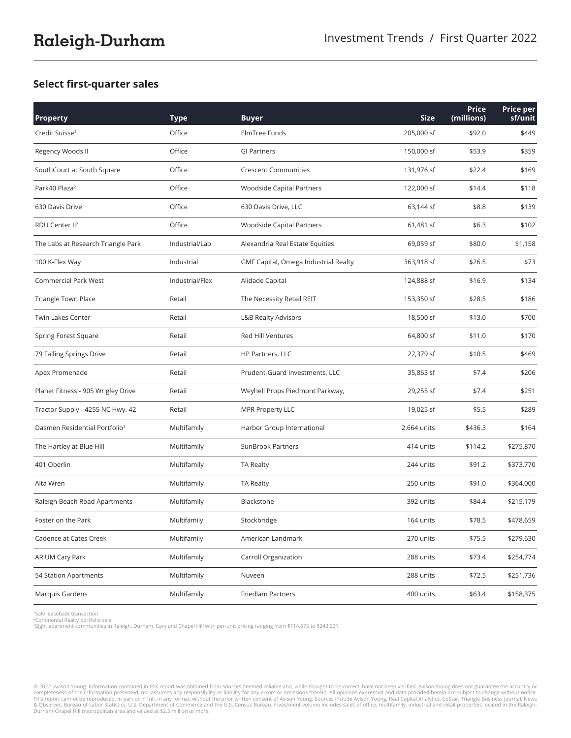## Select first-quarter sales

| Property | Type | Buyer | Size | Price (millions) | Price per sf/unit |
|---|---|---|---|---|---|
| Credit Suisse[1] | Office | ElmTree Funds | 205,000 sf | $92.0 | $449 |
| Regency Woods II | Office | GI Partners | 150,000 sf | $53.9 | $359 |
| SouthCourt at South Square | Office | Crescent Communities | 131,976 sf | $22.4 | $169 |
| Park40 Plaza[2] | Office | Woodside Capital Partners | 122,000 sf | $14.4 | $118 |
| 630 Davis Drive | Office | 630 Davis Drive, LLC | 63,144 sf | $8.8 | $139 |
| RDU Center II[2] | Office | Woodside Capital Partners | 61,481 sf | $6.3 | $102 |
| The Labs at Research Triangle Park | Industrial/Lab | Alexandria Real Estate Equities | 69,059 sf | $80.0 | $1,158 |
| 100 K-Flex Way | Industrial | GMF Capital, Omega Industrial Realty | 363,918 sf | $26.5 | $73 |
| Commercial Park West | Industrial/Flex | Alidade Capital | 124,888 sf | $16.9 | $134 |
| Triangle Town Place | Retail | The Necessity Retail REIT | 153,350 sf | $28.5 | $186 |
| Twin Lakes Center | Retail | L&B Realty Advisors | 18,500 sf | $13.0 | $700 |
| Spring Forest Square | Retail | Red Hill Ventures | 64,800 sf | $11.0 | $170 |
| 79 Falling Springs Drive | Retail | HP Partners, LLC | 22,379 sf | $10.5 | $469 |
| Apex Promenade | Retail | Prudent-Guard Investments, LLC | 35,863 sf | $7.4 | $206 |
| Planet Fitness - 905 Wrigley Drive | Retail | Weyhell Props Piedmont Parkway, | 29,255 sf | $7.4 | $251 |
| Tractor Supply - 4255 NC Hwy. 42 | Retail | MPR Property LLC | 19,025 sf | $5.5 | $289 |
| Dasmen Residential Portfolio[3] | Multifamily | Harbor Group International | 2,664 units | $436.3 | $164 |
| The Hartley at Blue Hill | Multifamily | SunBrook Partners | 414 units | $114.2 | $275,870 |
| 401 Oberlin | Multifamily | TA Realty | 244 units | $91.2 | $373,770 |
| Alta Wren | Multifamily | TA Realty | 250 units | $91.0 | $364,000 |
| Raleigh Beach Road Apartments | Multifamily | Blackstone | 392 units | $84.4 | $215,179 |
| Foster on the Park | Multifamily | Stockbridge | 164 units | $78.5 | $478,659 |
| Cadence at Cates Creek | Multifamily | American Landmark | 270 units | $75.5 | $279,630 |
| ARIUM Cary Park | Multifamily | Carroll Organization | 288 units | $73.4 | $254,774 |
| 54 Station Apartments | Multifamily | Nuveen | 288 units | $72.5 | $251,736 |
| Marquis Gardens | Multifamily | Friedlam Partners | 400 units | $63.4 | $158,375 |

[1] Sale leaseback transaction
[2] Continental Realty portfolio sale
[3] Eight apartment communities in Raleigh, Durham, Cary and Chapel Hill with per-unit pricing ranging from $114,675 to $243,231

© 2022. Avison Young. Information contained in this report was obtained from sources deemed reliable and, while thought to be correct, have not been verified. Avison Young does not guarantee the accuracy or completeness of the information presented, nor assumes any responsibility or liability for any errors or omissions therein. All opinions expressed and data provided herein are subject to change without notice. This report cannot be reproduced, in part or in full, in any format, without the prior written consent of Avison Young. Sources include Avison Young, Real Capital Analytics, CoStar, Triangle Business Journal, News & Observer, Bureau of Labor Statistics, U.S. Department of Commerce and the U.S. Census Bureau. Investment volume includes sales of office, multifamily, industrial and retail properties located in the Raleigh-Durham-Chapel Hill metropolitan area and valued at $2.5 million or more.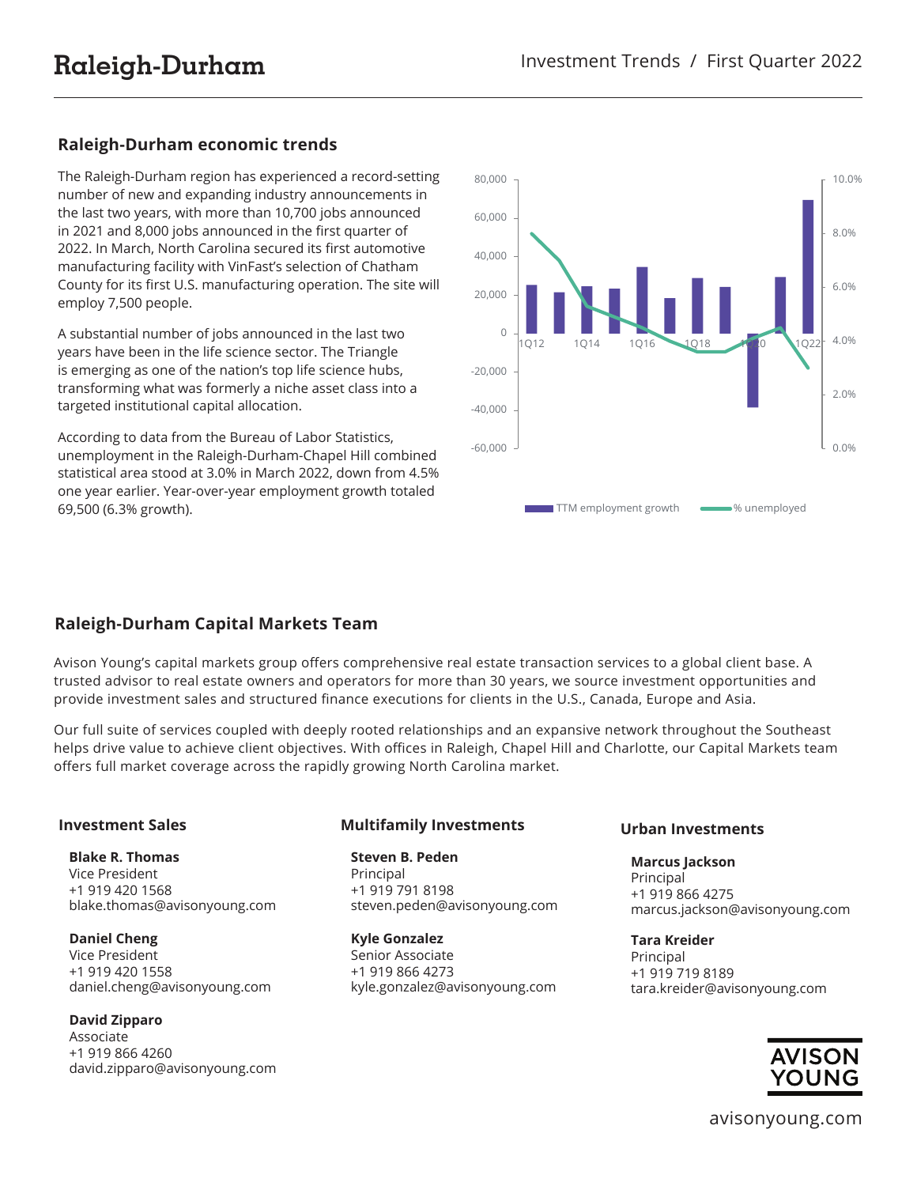## Raleigh-Durham economic trends

The Raleigh-Durham region has experienced a record-setting number of new and expanding industry announcements in the last two years, with more than 10,700 jobs announced in 2021 and 8,000 jobs announced in the first quarter of 2022. In March, North Carolina secured its first automotive manufacturing facility with VinFast's selection of Chatham County for its first U.S. manufacturing operation. The site will employ 7,500 people.

A substantial number of jobs announced in the last two years have been in the life science sector. The Triangle is emerging as one of the nation's top life science hubs, transforming what was formerly a niche asset class into a targeted institutional capital allocation.

According to data from the Bureau of Labor Statistics, unemployment in the Raleigh-Durham-Chapel Hill combined statistical area stood at 3.0% in March 2022, down from 4.5% one year earlier. Year-over-year employment growth totaled 69,500 (6.3% growth).

80,000
60,000
40,000
20,000
0
-20,000
-40,000
-60,000

10.0%
8.0%
6.0%
4.0%
2.0%
0.0%

1Q12 1Q14 1Q16 1Q18 1Q20 1Q22

TTM employment growth
% unemployed

## Raleigh-Durham Capital Markets Team

Avison Young's capital markets group offers comprehensive real estate transaction services to a global client base. A trusted advisor to real estate owners and operators for more than 30 years, we source investment opportunities and provide investment sales and structured finance executions for clients in the U.S., Canada, Europe and Asia.

Our full suite of services coupled with deeply rooted relationships and an expansive network throughout the Southeast helps drive value to achieve client objectives. With offices in Raleigh, Chapel Hill and Charlotte, our Capital Markets team offers full market coverage across the rapidly growing North Carolina market.

### Investment Sales

**Blake R. Thomas**
Vice President
+1 919 420 1568
blake.thomas@avisonyoung.com

**Daniel Cheng**
Vice President
+1 919 420 1558
daniel.cheng@avisonyoung.com

**David Zipparo**
Associate
+1 919 866 4260
david.zipparo@avisonyoung.com

### Multifamily Investments

**Steven B. Peden**
Principal
+1 919 791 8198
steven.peden@avisonyoung.com

**Kyle Gonzalez**
Senior Associate
+1 919 866 4273
kyle.gonzalez@avisonyoung.com

### Urban Investments

**Marcus Jackson**
Principal
+1 919 866 4275
marcus.jackson@avisonyoung.com

**Tara Kreider**
Principal
+1 919 719 8189
tara.kreider@avisonyoung.com

AVISON YOUNG

avisonyoung.com